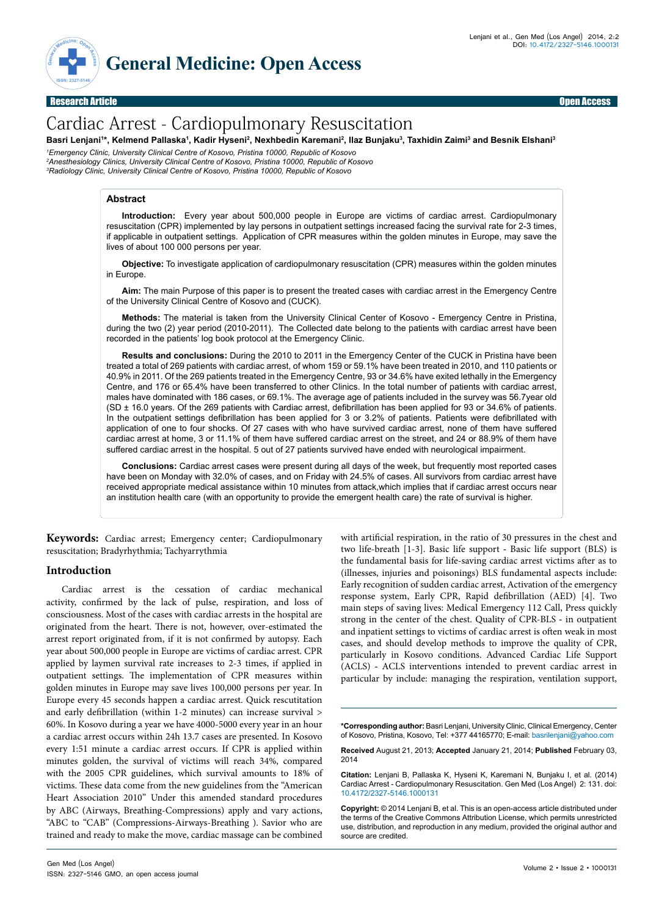Research Article | Open Access

# Cardiac Arrest - Cardiopulmonary Resuscitation

**Basri Lenjani[1]*, Kelmend Pallaska[1], Kadir Hyseni[2], Nexhbedin Karemani[2], Ilaz Bunjaku[3], Taxhidin Zaimi[3] and Besnik Elshani[3]**

[1]*Emergency Clinic, University Clinical Centre of Kosovo, Pristina 10000, Republic of Kosovo*
[2]*Anesthesiology Clinics, University Clinical Centre of Kosovo, Pristina 10000, Republic of Kosovo*
[3]*Radiology Clinic, University Clinical Centre of Kosovo, Pristina 10000, Republic of Kosovo*

## Abstract

**Introduction:** Every year about 500,000 people in Europe are victims of cardiac arrest. Cardiopulmonary resuscitation (CPR) implemented by lay persons in outpatient settings increased facing the survival rate for 2-3 times, if applicable in outpatient settings. Application of CPR measures within the golden minutes in Europe, may save the lives of about 100 000 persons per year.

**Objective:** To investigate application of cardiopulmonary resuscitation (CPR) measures within the golden minutes in Europe.

**Aim:** The main Purpose of this paper is to present the treated cases with cardiac arrest in the Emergency Centre of the University Clinical Centre of Kosovo and (CUCK).

**Methods:** The material is taken from the University Clinical Center of Kosovo - Emergency Centre in Pristina, during the two (2) year period (2010-2011). The Collected date belong to the patients with cardiac arrest have been recorded in the patients' log book protocol at the Emergency Clinic.

**Results and conclusions:** During the 2010 to 2011 in the Emergency Center of the CUCK in Pristina have been treated a total of 269 patients with cardiac arrest, of whom 159 or 59.1% have been treated in 2010, and 110 patients or 40.9% in 2011. Of the 269 patients treated in the Emergency Centre, 93 or 34.6% have exited lethally in the Emergency Centre, and 176 or 65.4% have been transferred to other Clinics. In the total number of patients with cardiac arrest, males have dominated with 186 cases, or 69.1%. The average age of patients included in the survey was 56.7year old (SD ± 16.0 years. Of the 269 patients with Cardiac arrest, defibrillation has been applied for 93 or 34.6% of patients. In the outpatient settings defibrillation has been applied for 3 or 3.2% of patients. Patients were defibrillated with application of one to four shocks. Of 27 cases with who have survived cardiac arrest, none of them have suffered cardiac arrest at home, 3 or 11.1% of them have suffered cardiac arrest on the street, and 24 or 88.9% of them have suffered cardiac arrest in the hospital. 5 out of 27 patients survived have ended with neurological impairment.

**Conclusions:** Cardiac arrest cases were present during all days of the week, but frequently most reported cases have been on Monday with 32.0% of cases, and on Friday with 24.5% of cases. All survivors from cardiac arrest have received appropriate medical assistance within 10 minutes from attack,which implies that if cardiac arrest occurs near an institution health care (with an opportunity to provide the emergent health care) the rate of survival is higher.

**Keywords:** Cardiac arrest; Emergency center; Cardiopulmonary resuscitation; Bradyrhythmia; Tachyarrythmia

## Introduction

Cardiac arrest is the cessation of cardiac mechanical activity, confirmed by the lack of pulse, respiration, and loss of consciousness. Most of the cases with cardiac arrests in the hospital are originated from the heart. There is not, however, over-estimated the arrest report originated from, if it is not confirmed by autopsy. Each year about 500,000 people in Europe are victims of cardiac arrest. CPR applied by laymen survival rate increases to 2-3 times, if applied in outpatient settings. The implementation of CPR measures within golden minutes in Europe may save lives 100,000 persons per year. In Europe every 45 seconds happen a cardiac arrest. Quick rescutitation and early defibrillation (within 1-2 minutes) can increase survival > 60%. In Kosovo during a year we have 4000-5000 every year in an hour a cardiac arrest occurs within 24h 13.7 cases are presented. In Kosovo every 1:51 minute a cardiac arrest occurs. If CPR is applied within minutes golden, the survival of victims will reach 34%, compared with the 2005 CPR guidelines, which survival amounts to 18% of victims. These data come from the new guidelines from the "American Heart Association 2010" Under this amended standard procedures by ABC (Airways, Breathing-Compressions) apply and vary actions, "ABC to "CAB" (Compressions-Airways-Breathing ). Savior who are trained and ready to make the move, cardiac massage can be combined with artificial respiration, in the ratio of 30 pressures in the chest and two life-breath [1-3]. Basic life support - Basic life support (BLS) is the fundamental basis for life-saving cardiac arrest victims after as to (illnesses, injuries and poisonings) BLS fundamental aspects include: Early recognition of sudden cardiac arrest, Activation of the emergency response system, Early CPR, Rapid defibrillation (AED) [4]. Two main steps of saving lives: Medical Emergency 112 Call, Press quickly strong in the center of the chest. Quality of CPR-BLS - in outpatient and inpatient settings to victims of cardiac arrest is often weak in most cases, and should develop methods to improve the quality of CPR, particularly in Kosovo conditions. Advanced Cardiac Life Support (ACLS) - ACLS interventions intended to prevent cardiac arrest in particular by include: managing the respiration, ventilation support,

---

***Corresponding author:** Basri Lenjani, University Clinic, Clinical Emergency, Center of Kosovo, Pristina, Kosovo, Tel: +377 44165770; E-mail: basrilenjani@yahoo.com

**Received** August 21, 2013; **Accepted** January 21, 2014; **Published** February 03, 2014

**Citation:** Lenjani B, Pallaska K, Hyseni K, Karemani N, Bunjaku I, et al. (2014) Cardiac Arrest - Cardiopulmonary Resuscitation. Gen Med (Los Angel) 2: 131. doi: 10.4172/2327-5146.1000131

**Copyright:** © 2014 Lenjani B, et al. This is an open-access article distributed under the terms of the Creative Commons Attribution License, which permits unrestricted use, distribution, and reproduction in any medium, provided the original author and source are credited.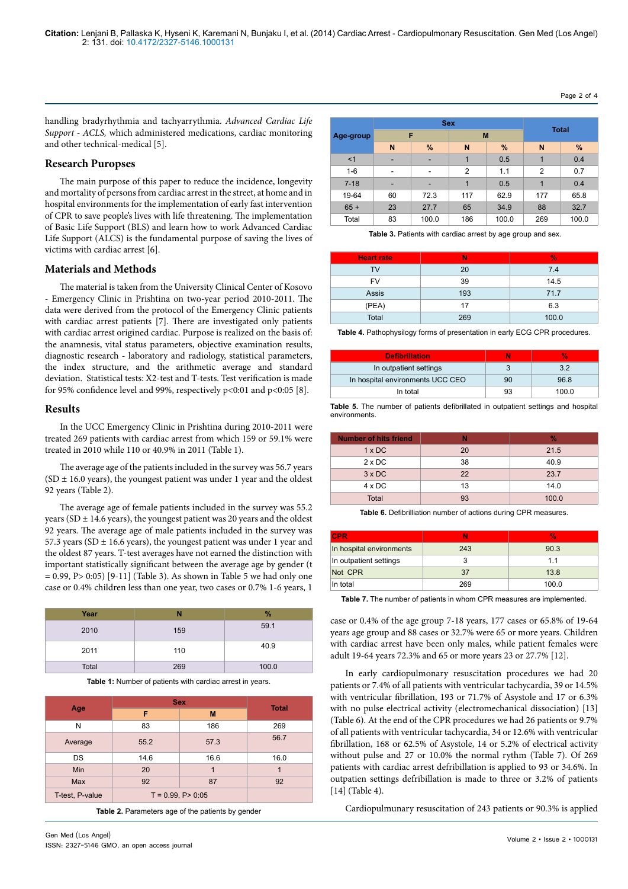handling bradyrhythmia and tachyarrythmia. *Advanced Cardiac Life Support - ACLS,* which administered medications, cardiac monitoring and other technical-medical [5].

## Research Purposes

The main purpose of this paper to reduce the incidence, longevity and mortality of persons from cardiac arrest in the street, at home and in hospital environments for the implementation of early fast intervention of CPR to save people's lives with life threatening. The implementation of Basic Life Support (BLS) and learn how to work Advanced Cardiac Life Support (ALCS) is the fundamental purpose of saving the lives of victims with cardiac arrest [6].

## Materials and Methods

The material is taken from the University Clinical Center of Kosovo - Emergency Clinic in Prishtina on two-year period 2010-2011. The data were derived from the protocol of the Emergency Clinic patients with cardiac arrest patients [7]. There are investigated only patients with cardiac arrest origined cardiac. Purpose is realized on the basis of: the anamnesis, vital status parameters, objective examination results, diagnostic research - laboratory and radiology, statistical parameters, the index structure, and the arithmetic average and standard deviation. Statistical tests: X2-test and T-tests. Test verification is made for 95% confidence level and 99%, respectively p<0:01 and p<0:05 [8].

## Results

In the UCC Emergency Clinic in Prishtina during 2010-2011 were treated 269 patients with cardiac arrest from which 159 or 59.1% were treated in 2010 while 110 or 40.9% in 2011 (Table 1).

The average age of the patients included in the survey was 56.7 years (SD ± 16.0 years), the youngest patient was under 1 year and the oldest 92 years (Table 2).

The average age of female patients included in the survey was 55.2 years (SD ± 14.6 years), the youngest patient was 20 years and the oldest 92 years. The average age of male patients included in the survey was 57.3 years (SD ± 16.6 years), the youngest patient was under 1 year and the oldest 87 years. T-test averages have not earned the distinction with important statistically significant between the average age by gender (t = 0.99, P> 0:05) [9-11] (Table 3). As shown in Table 5 we had only one case or 0.4% children less than one year, two cases or 0.7% 1-6 years, 1 case or 0.4% of the age group 7-18 years, 177 cases or 65.8% of 19-64 years age group and 88 cases or 32.7% were 65 or more years. Children with cardiac arrest have been only males, while patient females were adult 19-64 years 72.3% and 65 or more years 23 or 27.7% [12].

| Year | N | % |
|---|---|---|
| 2010 | 159 | 59.1 |
| 2011 | 110 | 40.9 |
| Total | 269 | 100.0 |

**Table 1:** Number of patients with cardiac arrest in years.

| Age | Sex | | Total |
|---|---|---|---|
| | F | M | |
| N | 83 | 186 | 269 |
| Average | 55.2 | 57.3 | 56.7 |
| DS | 14.6 | 16.6 | 16.0 |
| Min | 20 | 1 | 1 |
| Max | 92 | 87 | 92 |
| T-test, P-value | T = 0.99, P> 0:05 | | |

**Table 2.** Parameters age of the patients by gender

| Age-group | Sex | | | | Total | |
|---|---|---|---|---|---|---|
| | F | | M | | | |
| | N | % | N | % | N | % |
| <1 | - | - | 1 | 0.5 | 1 | 0.4 |
| 1-6 | - | - | 2 | 1.1 | 2 | 0.7 |
| 7-18 | - | - | 1 | 0.5 | 1 | 0.4 |
| 19-64 | 60 | 72.3 | 117 | 62.9 | 177 | 65.8 |
| 65 + | 23 | 27.7 | 65 | 34.9 | 88 | 32.7 |
| Total | 83 | 100.0 | 186 | 100.0 | 269 | 100.0 |

**Table 3.** Patients with cardiac arrest by age group and sex.

| Heart rate | N | % |
|---|---|---|
| TV | 20 | 7.4 |
| FV | 39 | 14.5 |
| Assis | 193 | 71.7 |
| (PEA) | 17 | 6.3 |
| Total | 269 | 100.0 |

**Table 4.** Pathophysiology forms of presentation in early ECG CPR procedures.

| Defibrillation | N | % |
|---|---|---|
| In outpatient settings | 3 | 3.2 |
| In hospital environments UCC CEO | 90 | 96.8 |
| In total | 93 | 100.0 |

**Table 5.** The number of patients defibrillated in outpatient settings and hospital environments.

| Number of hits friend | N | % |
|---|---|---|
| 1 x DC | 20 | 21.5 |
| 2 x DC | 38 | 40.9 |
| 3 x DC | 22 | 23.7 |
| 4 x DC | 13 | 14.0 |
| Total | 93 | 100.0 |

**Table 6.** Defibrilliation number of actions during CPR measures.

| CPR | N | % |
|---|---|---|
| In hospital environments | 243 | 90.3 |
| In outpatient settings | 3 | 1.1 |
| Not CPR | 37 | 13.8 |
| In total | 269 | 100.0 |

**Table 7.** The number of patients in whom CPR measures are implemented.

In early cardiopulmonary resuscitation procedures we had 20 patients or 7.4% of all patients with ventricular tachycardia, 39 or 14.5% with ventricular fibrillation, 193 or 71.7% of Asystole and 17 or 6.3% with no pulse electrical activity (electromechanical dissociation) [13] (Table 6). At the end of the CPR procedures we had 26 patients or 9.7% of all patients with ventricular tachycardia, 34 or 12.6% with ventricular fibrillation, 168 or 62.5% of Asystole, 14 or 5.2% of electrical activity without pulse and 27 or 10.0% the normal rythm (Table 7). Of 269 patients with cardiac arrest defribillation is applied to 93 or 34.6%. In outpatien settings defribillation is made to three or 3.2% of patients [14] (Table 4).

Cardiopulmunary resuscitation of 243 patients or 90.3% is applied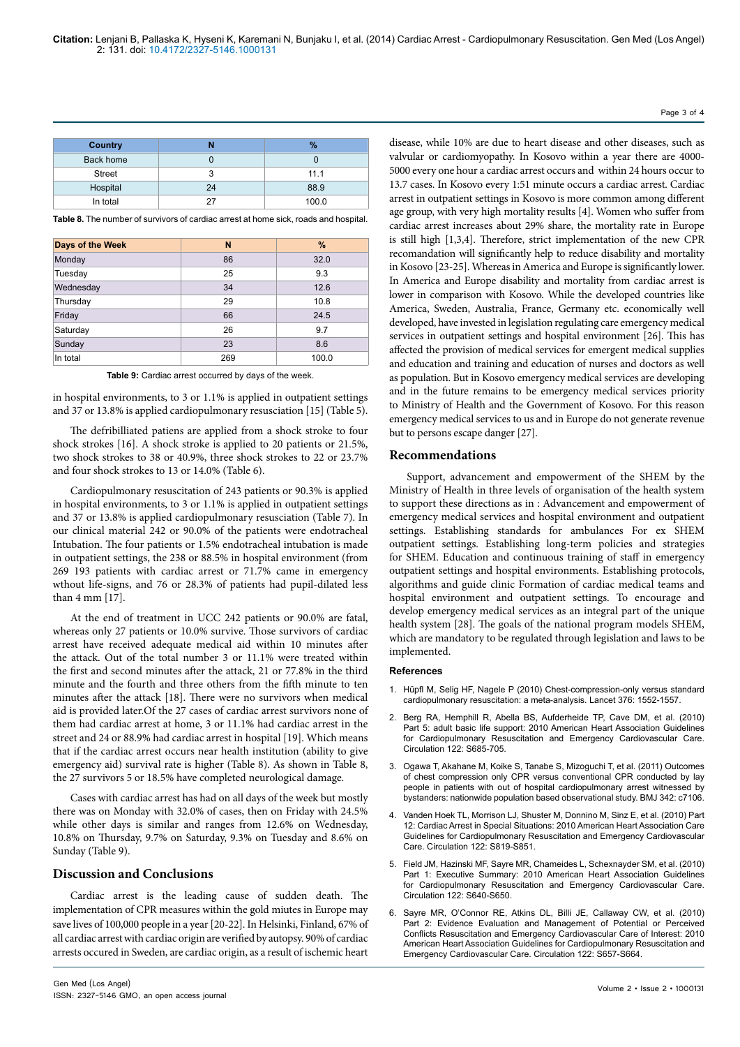| Country | N | % |
|---|---|---|
| Back home | 0 | 0 |
| Street | 3 | 11.1 |
| Hospital | 24 | 88.9 |
| In total | 27 | 100.0 |

**Table 8.** The number of survivors of cardiac arrest at home sick, roads and hospital.

| Days of the Week | N | % |
|---|---|---|
| Monday | 86 | 32.0 |
| Tuesday | 25 | 9.3 |
| Wednesday | 34 | 12.6 |
| Thursday | 29 | 10.8 |
| Friday | 66 | 24.5 |
| Saturday | 26 | 9.7 |
| Sunday | 23 | 8.6 |
| In total | 269 | 100.0 |

**Table 9:** Cardiac arrest occurred by days of the week.

in hospital environments, to 3 or 1.1% is applied in outpatient settings and 37 or 13.8% is applied cardiopulmonary resusciation [15] (Table 5).

The defribilliated patiens are applied from a shock stroke to four shock strokes [16]. A shock stroke is applied to 20 patients or 21.5%, two shock strokes to 38 or 40.9%, three shock strokes to 22 or 23.7% and four shock strokes to 13 or 14.0% (Table 6).

Cardiopulmonary resuscitation of 243 patients or 90.3% is applied in hospital environments, to 3 or 1.1% is applied in outpatient settings and 37 or 13.8% is applied cardiopulmonary resusciation (Table 7). In our clinical material 242 or 90.0% of the patients were endotracheal Intubation. The four patients or 1.5% endotracheal intubation is made in outpatient settings, the 238 or 88.5% in hospital environment (from 269 193 patients with cardiac arrest or 71.7% came in emergency wthout life-signs, and 76 or 28.3% of patients had pupil-dilated less than 4 mm [17].

At the end of treatment in UCC 242 patients or 90.0% are fatal, whereas only 27 patients or 10.0% survive. Those survivors of cardiac arrest have received adequate medical aid within 10 minutes after the attack. Out of the total number 3 or 11.1% were treated within the first and second minutes after the attack, 21 or 77.8% in the third minute and the fourth and three others from the fifth minute to ten minutes after the attack [18]. There were no survivors when medical aid is provided later.Of the 27 cases of cardiac arrest survivors none of them had cardiac arrest at home, 3 or 11.1% had cardiac arrest in the street and 24 or 88.9% had cardiac arrest in hospital [19]. Which means that if the cardiac arrest occurs near health institution (ability to give emergency aid) survival rate is higher (Table 8). As shown in Table 8, the 27 survivors 5 or 18.5% have completed neurological damage.

Cases with cardiac arrest has had on all days of the week but mostly there was on Monday with 32.0% of cases, then on Friday with 24.5% while other days is similar and ranges from 12.6% on Wednesday, 10.8% on Thursday, 9.7% on Saturday, 9.3% on Tuesday and 8.6% on Sunday (Table 9).

## Discussion and Conclusions

Cardiac arrest is the leading cause of sudden death. The implementation of CPR measures within the gold miutes in Europe may save lives of 100,000 people in a year [20-22]. In Helsinki, Finland, 67% of all cardiac arrest with cardiac origin are verified by autopsy. 90% of cardiac arrests occured in Sweden, are cardiac origin, as a result of ischemic heart disease, while 10% are due to heart disease and other diseases, such as valvular or cardiomyopathy. In Kosovo within a year there are 4000-5000 every one hour a cardiac arrest occurs and within 24 hours occur to 13.7 cases. In Kosovo every 1:51 minute occurs a cardiac arrest. Cardiac arrest in outpatient settings in Kosovo is more common among different age group, with very high mortality results [4]. Women who suffer from cardiac arrest increases about 29% share, the mortality rate in Europe is still high [1,3,4]. Therefore, strict implementation of the new CPR recomandation will significantly help to reduce disability and mortality in Kosovo [23-25]. Whereas in America and Europe is significantly lower. In America and Europe disability and mortality from cardiac arrest is lower in comparison with Kosovo. While the developed countries like America, Sweden, Australia, France, Germany etc. economically well developed, have invested in legislation regulating care emergency medical services in outpatient settings and hospital environment [26]. This has affected the provision of medical services for emergent medical supplies and education and training and education of nurses and doctors as well as population. But in Kosovo emergency medical services are developing and in the future remains to be emergency medical services priority to Ministry of Health and the Government of Kosovo. For this reason emergency medical services to us and in Europe do not generate revenue but to persons escape danger [27].

## Recommendations

Support, advancement and empowerment of the SHEM by the Ministry of Health in three levels of organisation of the health system to support these directions as in : Advancement and empowerment of emergency medical services and hospital environment and outpatient settings. Establishing standards for ambulances For ex SHEM outpatient settings. Establishing long-term policies and strategies for SHEM. Education and continuous training of staff in emergency outpatient settings and hospital environments. Establishing protocols, algorithms and guide clinic Formation of cardiac medical teams and hospital environment and outpatient settings. To encourage and develop emergency medical services as an integral part of the unique health system [28]. The goals of the national program models SHEM, which are mandatory to be regulated through legislation and laws to be implemented.

### References

1. Hüpfl M, Selig HF, Nagele P (2010) Chest-compression-only versus standard cardiopulmonary resuscitation: a meta-analysis. Lancet 376: 1552-1557.
2. Berg RA, Hemphill R, Abella BS, Aufderheide TP, Cave DM, et al. (2010) Part 5: adult basic life support: 2010 American Heart Association Guidelines for Cardiopulmonary Resuscitation and Emergency Cardiovascular Care. Circulation 122: S685-705.
3. Ogawa T, Akahane M, Koike S, Tanabe S, Mizoguchi T, et al. (2011) Outcomes of chest compression only CPR versus conventional CPR conducted by lay people in patients with out of hospital cardiopulmonary arrest witnessed by bystanders: nationwide population based observational study. BMJ 342: c7106.
4. Vanden Hoek TL, Morrison LJ, Shuster M, Donnino M, Sinz E, et al. (2010) Part 12: Cardiac Arrest in Special Situations: 2010 American Heart Association Care Guidelines for Cardiopulmonary Resuscitation and Emergency Cardiovascular Care. Circulation 122: S819-S851.
5. Field JM, Hazinski MF, Sayre MR, Chameides L, Schexnayder SM, et al. (2010) Part 1: Executive Summary: 2010 American Heart Association Guidelines for Cardiopulmonary Resuscitation and Emergency Cardiovascular Care. Circulation 122: S640-S650.
6. Sayre MR, O'Connor RE, Atkins DL, Billi JE, Callaway CW, et al. (2010) Part 2: Evidence Evaluation and Management of Potential or Perceived Conflicts Resuscitation and Emergency Cardiovascular Care of Interest: 2010 American Heart Association Guidelines for Cardiopulmonary Resuscitation and Emergency Cardiovascular Care. Circulation 122: S657-S664.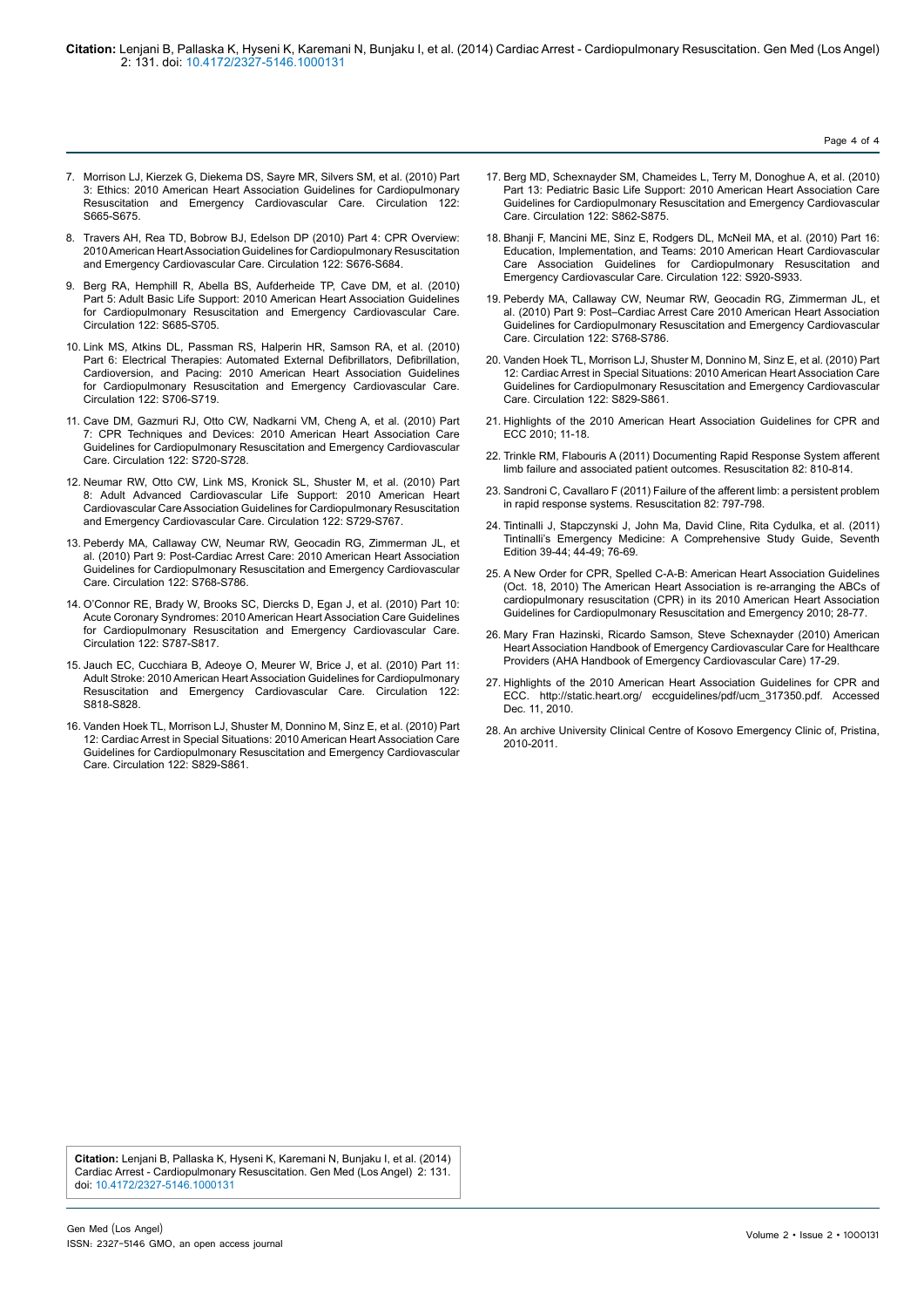7. Morrison LJ, Kierzek G, Diekema DS, Sayre MR, Silvers SM, et al. (2010) Part 3: Ethics: 2010 American Heart Association Guidelines for Cardiopulmonary Resuscitation and Emergency Cardiovascular Care. Circulation 122: S665-S675.

8. Travers AH, Rea TD, Bobrow BJ, Edelson DP (2010) Part 4: CPR Overview: 2010 American Heart Association Guidelines for Cardiopulmonary Resuscitation and Emergency Cardiovascular Care. Circulation 122: S676-S684.

9. Berg RA, Hemphill R, Abella BS, Aufderheide TP, Cave DM, et al. (2010) Part 5: Adult Basic Life Support: 2010 American Heart Association Guidelines for Cardiopulmonary Resuscitation and Emergency Cardiovascular Care. Circulation 122: S685-S705.

10. Link MS, Atkins DL, Passman RS, Halperin HR, Samson RA, et al. (2010) Part 6: Electrical Therapies: Automated External Defibrillators, Defibrillation, Cardioversion, and Pacing: 2010 American Heart Association Guidelines for Cardiopulmonary Resuscitation and Emergency Cardiovascular Care. Circulation 122: S706-S719.

11. Cave DM, Gazmuri RJ, Otto CW, Nadkarni VM, Cheng A, et al. (2010) Part 7: CPR Techniques and Devices: 2010 American Heart Association Care Guidelines for Cardiopulmonary Resuscitation and Emergency Cardiovascular Care. Circulation 122: S720-S728.

12. Neumar RW, Otto CW, Link MS, Kronick SL, Shuster M, et al. (2010) Part 8: Adult Advanced Cardiovascular Life Support: 2010 American Heart Cardiovascular Care Association Guidelines for Cardiopulmonary Resuscitation and Emergency Cardiovascular Care. Circulation 122: S729-S767.

13. Peberdy MA, Callaway CW, Neumar RW, Geocadin RG, Zimmerman JL, et al. (2010) Part 9: Post-Cardiac Arrest Care: 2010 American Heart Association Guidelines for Cardiopulmonary Resuscitation and Emergency Cardiovascular Care. Circulation 122: S768-S786.

14. O'Connor RE, Brady W, Brooks SC, Diercks D, Egan J, et al. (2010) Part 10: Acute Coronary Syndromes: 2010 American Heart Association Care Guidelines for Cardiopulmonary Resuscitation and Emergency Cardiovascular Care. Circulation 122: S787-S817.

15. Jauch EC, Cucchiara B, Adeoye O, Meurer W, Brice J, et al. (2010) Part 11: Adult Stroke: 2010 American Heart Association Guidelines for Cardiopulmonary Resuscitation and Emergency Cardiovascular Care. Circulation 122: S818-S828.

16. Vanden Hoek TL, Morrison LJ, Shuster M, Donnino M, Sinz E, et al. (2010) Part 12: Cardiac Arrest in Special Situations: 2010 American Heart Association Care Guidelines for Cardiopulmonary Resuscitation and Emergency Cardiovascular Care. Circulation 122: S829-S861.

17. Berg MD, Schexnayder SM, Chameides L, Terry M, Donoghue A, et al. (2010) Part 13: Pediatric Basic Life Support: 2010 American Heart Association Care Guidelines for Cardiopulmonary Resuscitation and Emergency Cardiovascular Care. Circulation 122: S862-S875.

18. Bhanji F, Mancini ME, Sinz E, Rodgers DL, McNeil MA, et al. (2010) Part 16: Education, Implementation, and Teams: 2010 American Heart Cardiovascular Care Association Guidelines for Cardiopulmonary Resuscitation and Emergency Cardiovascular Care. Circulation 122: S920-S933.

19. Peberdy MA, Callaway CW, Neumar RW, Geocadin RG, Zimmerman JL, et al. (2010) Part 9: Post–Cardiac Arrest Care 2010 American Heart Association Guidelines for Cardiopulmonary Resuscitation and Emergency Cardiovascular Care. Circulation 122: S768-S786.

20. Vanden Hoek TL, Morrison LJ, Shuster M, Donnino M, Sinz E, et al. (2010) Part 12: Cardiac Arrest in Special Situations: 2010 American Heart Association Care Guidelines for Cardiopulmonary Resuscitation and Emergency Cardiovascular Care. Circulation 122: S829-S861.

21. Highlights of the 2010 American Heart Association Guidelines for CPR and ECC 2010; 11-18.

22. Trinkle RM, Flabouris A (2011) Documenting Rapid Response System afferent limb failure and associated patient outcomes. Resuscitation 82: 810-814.

23. Sandroni C, Cavallaro F (2011) Failure of the afferent limb: a persistent problem in rapid response systems. Resuscitation 82: 797-798.

24. Tintinalli J, Stapczynski J, John Ma, David Cline, Rita Cydulka, et al. (2011) Tintinalli's Emergency Medicine: A Comprehensive Study Guide, Seventh Edition 39-44; 44-49; 76-69.

25. A New Order for CPR, Spelled C-A-B: American Heart Association Guidelines (Oct. 18, 2010) The American Heart Association is re-arranging the ABCs of cardiopulmonary resuscitation (CPR) in its 2010 American Heart Association Guidelines for Cardiopulmonary Resuscitation and Emergency 2010; 28-77.

26. Mary Fran Hazinski, Ricardo Samson, Steve Schexnayder (2010) American Heart Association Handbook of Emergency Cardiovascular Care for Healthcare Providers (AHA Handbook of Emergency Cardiovascular Care) 17-29.

27. Highlights of the 2010 American Heart Association Guidelines for CPR and ECC. http://static.heart.org/ eccguidelines/pdf/ucm_317350.pdf. Accessed Dec. 11, 2010.

28. An archive University Clinical Centre of Kosovo Emergency Clinic of, Pristina, 2010-2011.

**Citation:** Lenjani B, Pallaska K, Hyseni K, Karemani N, Bunjaku I, et al. (2014) Cardiac Arrest - Cardiopulmonary Resuscitation. Gen Med (Los Angel) 2: 131. doi: 10.4172/2327-5146.1000131